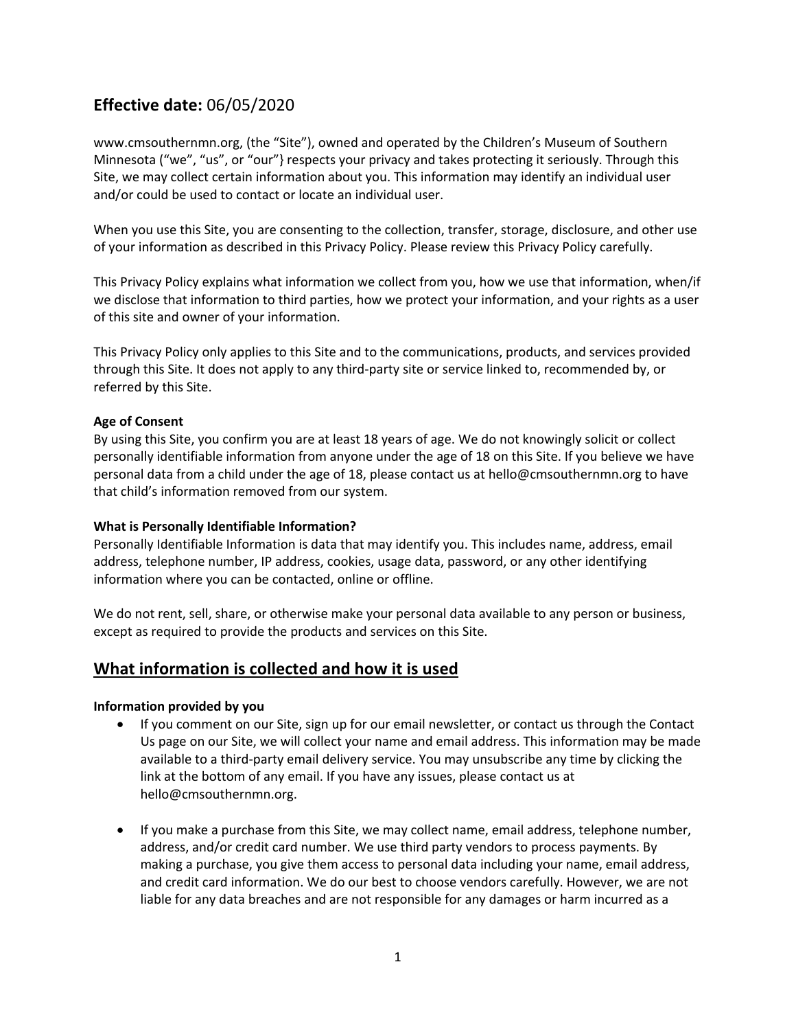## **Effective date:** 06/05/2020

www.cmsouthernmn.org, (the "Site"), owned and operated by the Children's Museum of Southern Minnesota ("we", "us", or "our"} respects your privacy and takes protecting it seriously. Through this Site, we may collect certain information about you. This information may identify an individual user and/or could be used to contact or locate an individual user.

When you use this Site, you are consenting to the collection, transfer, storage, disclosure, and other use of your information as described in this Privacy Policy. Please review this Privacy Policy carefully.

This Privacy Policy explains what information we collect from you, how we use that information, when/if we disclose that information to third parties, how we protect your information, and your rights as a user of this site and owner of your information.

This Privacy Policy only applies to this Site and to the communications, products, and services provided through this Site. It does not apply to any third-party site or service linked to, recommended by, or referred by this Site.

**Age of Consent**
By using this Site, you confirm you are at least 18 years of age. We do not knowingly solicit or collect personally identifiable information from anyone under the age of 18 on this Site. If you believe we have personal data from a child under the age of 18, please contact us at hello@cmsouthernmn.org to have that child's information removed from our system.

**What is Personally Identifiable Information?**
Personally Identifiable Information is data that may identify you. This includes name, address, email address, telephone number, IP address, cookies, usage data, password, or any other identifying information where you can be contacted, online or offline.

We do not rent, sell, share, or otherwise make your personal data available to any person or business, except as required to provide the products and services on this Site.

## <u>What information is collected and how it is used</u>

**Information provided by you**

- If you comment on our Site, sign up for our email newsletter, or contact us through the Contact Us page on our Site, we will collect your name and email address. This information may be made available to a third-party email delivery service. You may unsubscribe any time by clicking the link at the bottom of any email. If you have any issues, please contact us at hello@cmsouthernmn.org.

- If you make a purchase from this Site, we may collect name, email address, telephone number, address, and/or credit card number. We use third party vendors to process payments. By making a purchase, you give them access to personal data including your name, email address, and credit card information. We do our best to choose vendors carefully. However, we are not liable for any data breaches and are not responsible for any damages or harm incurred as a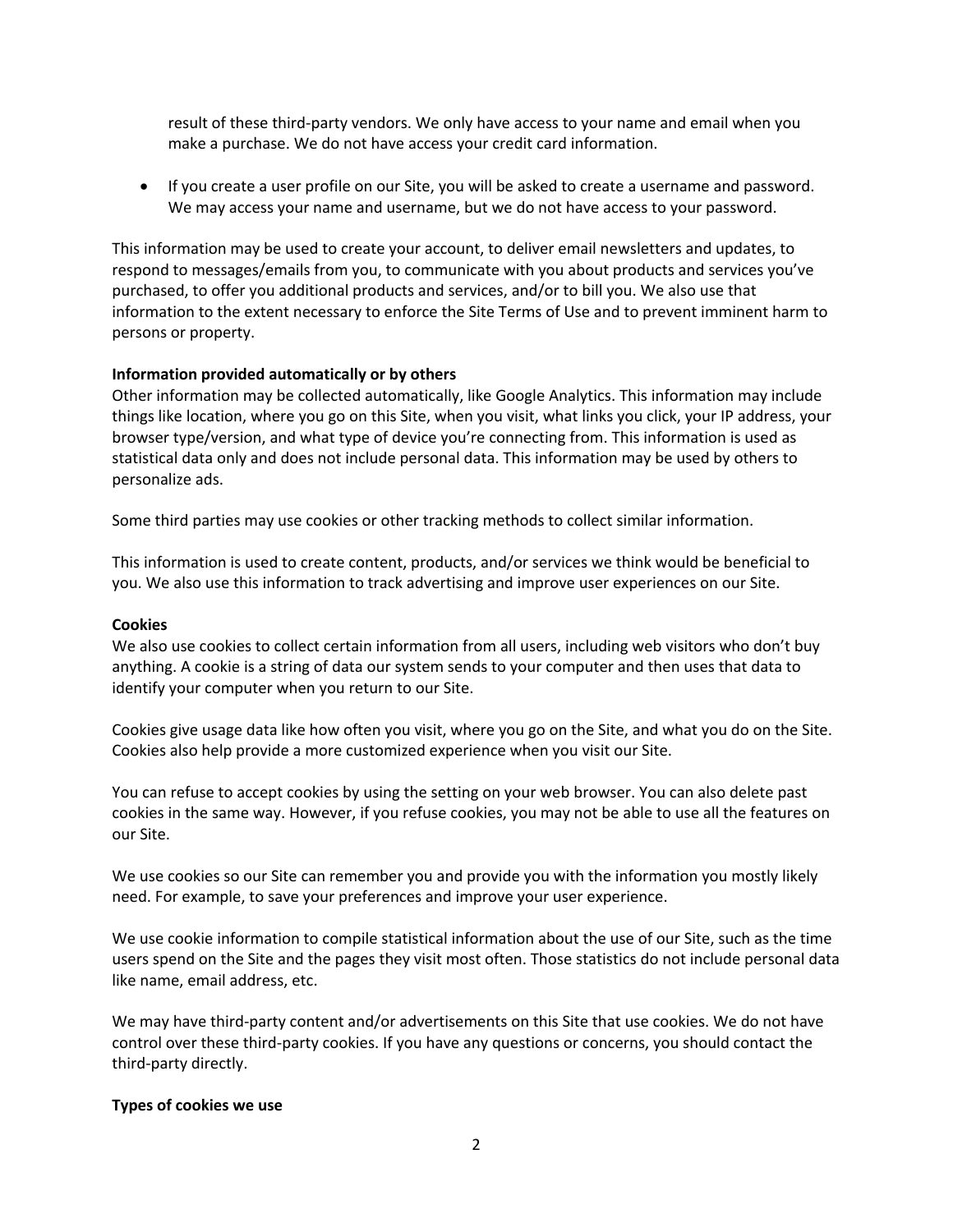result of these third-party vendors. We only have access to your name and email when you make a purchase. We do not have access your credit card information.

- If you create a user profile on our Site, you will be asked to create a username and password. We may access your name and username, but we do not have access to your password.

This information may be used to create your account, to deliver email newsletters and updates, to respond to messages/emails from you, to communicate with you about products and services you've purchased, to offer you additional products and services, and/or to bill you. We also use that information to the extent necessary to enforce the Site Terms of Use and to prevent imminent harm to persons or property.

**Information provided automatically or by others**

Other information may be collected automatically, like Google Analytics. This information may include things like location, where you go on this Site, when you visit, what links you click, your IP address, your browser type/version, and what type of device you're connecting from. This information is used as statistical data only and does not include personal data. This information may be used by others to personalize ads.

Some third parties may use cookies or other tracking methods to collect similar information.

This information is used to create content, products, and/or services we think would be beneficial to you. We also use this information to track advertising and improve user experiences on our Site.

**Cookies**

We also use cookies to collect certain information from all users, including web visitors who don't buy anything. A cookie is a string of data our system sends to your computer and then uses that data to identify your computer when you return to our Site.

Cookies give usage data like how often you visit, where you go on the Site, and what you do on the Site. Cookies also help provide a more customized experience when you visit our Site.

You can refuse to accept cookies by using the setting on your web browser. You can also delete past cookies in the same way. However, if you refuse cookies, you may not be able to use all the features on our Site.

We use cookies so our Site can remember you and provide you with the information you mostly likely need. For example, to save your preferences and improve your user experience.

We use cookie information to compile statistical information about the use of our Site, such as the time users spend on the Site and the pages they visit most often. Those statistics do not include personal data like name, email address, etc.

We may have third-party content and/or advertisements on this Site that use cookies. We do not have control over these third-party cookies. If you have any questions or concerns, you should contact the third-party directly.

**Types of cookies we use**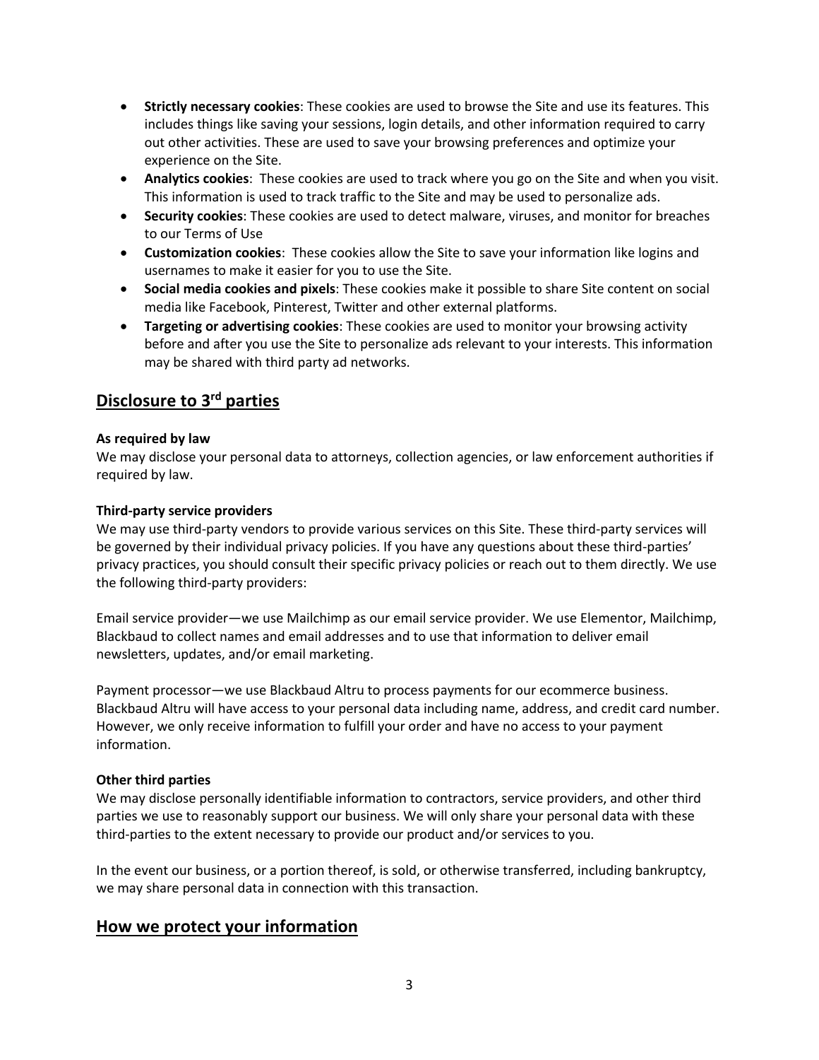- **Strictly necessary cookies**: These cookies are used to browse the Site and use its features. This includes things like saving your sessions, login details, and other information required to carry out other activities. These are used to save your browsing preferences and optimize your experience on the Site.
- **Analytics cookies**: These cookies are used to track where you go on the Site and when you visit. This information is used to track traffic to the Site and may be used to personalize ads.
- **Security cookies**: These cookies are used to detect malware, viruses, and monitor for breaches to our Terms of Use
- **Customization cookies**: These cookies allow the Site to save your information like logins and usernames to make it easier for you to use the Site.
- **Social media cookies and pixels**: These cookies make it possible to share Site content on social media like Facebook, Pinterest, Twitter and other external platforms.
- **Targeting or advertising cookies**: These cookies are used to monitor your browsing activity before and after you use the Site to personalize ads relevant to your interests. This information may be shared with third party ad networks.

## Disclosure to 3rd parties

**As required by law**

We may disclose your personal data to attorneys, collection agencies, or law enforcement authorities if required by law.

**Third-party service providers**

We may use third-party vendors to provide various services on this Site. These third-party services will be governed by their individual privacy policies. If you have any questions about these third-parties' privacy practices, you should consult their specific privacy policies or reach out to them directly. We use the following third-party providers:

Email service provider—we use Mailchimp as our email service provider. We use Elementor, Mailchimp, Blackbaud to collect names and email addresses and to use that information to deliver email newsletters, updates, and/or email marketing.

Payment processor—we use Blackbaud Altru to process payments for our ecommerce business. Blackbaud Altru will have access to your personal data including name, address, and credit card number. However, we only receive information to fulfill your order and have no access to your payment information.

**Other third parties**

We may disclose personally identifiable information to contractors, service providers, and other third parties we use to reasonably support our business. We will only share your personal data with these third-parties to the extent necessary to provide our product and/or services to you.

In the event our business, or a portion thereof, is sold, or otherwise transferred, including bankruptcy, we may share personal data in connection with this transaction.

## How we protect your information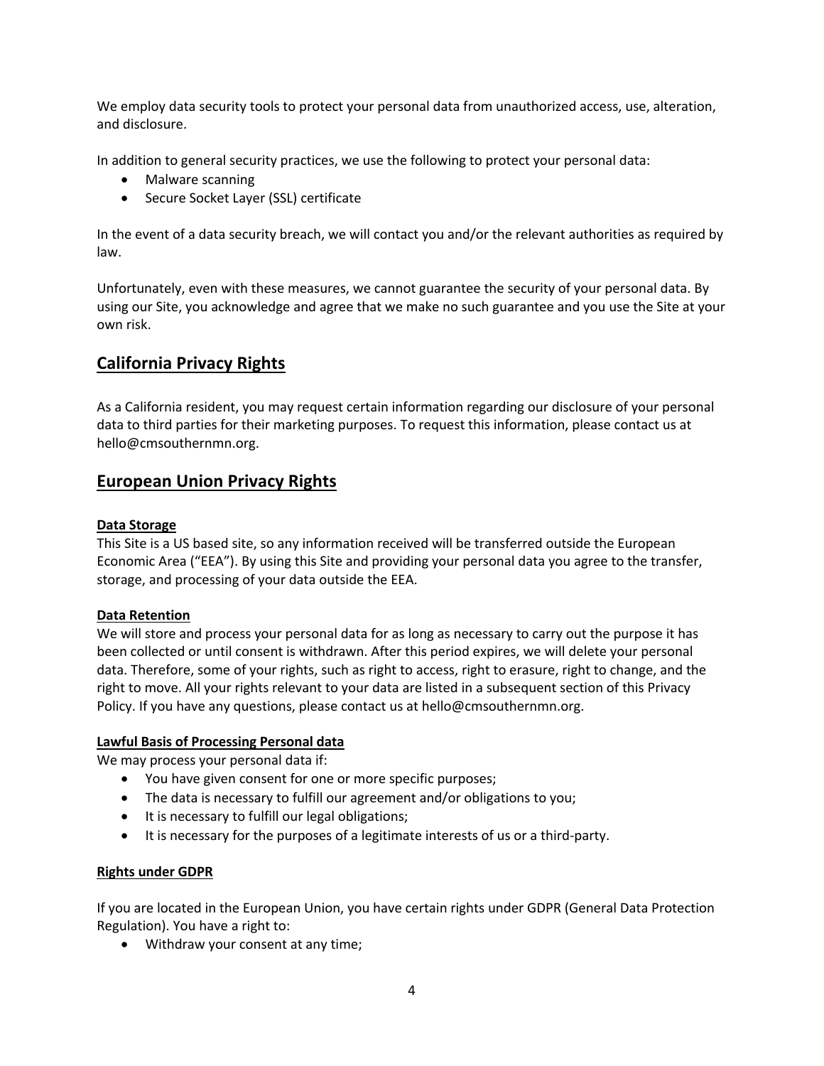We employ data security tools to protect your personal data from unauthorized access, use, alteration, and disclosure.

In addition to general security practices, we use the following to protect your personal data:

- Malware scanning
- Secure Socket Layer (SSL) certificate

In the event of a data security breach, we will contact you and/or the relevant authorities as required by law.

Unfortunately, even with these measures, we cannot guarantee the security of your personal data. By using our Site, you acknowledge and agree that we make no such guarantee and you use the Site at your own risk.

## California Privacy Rights

As a California resident, you may request certain information regarding our disclosure of your personal data to third parties for their marketing purposes. To request this information, please contact us at hello@cmsouthernmn.org.

## European Union Privacy Rights

### Data Storage

This Site is a US based site, so any information received will be transferred outside the European Economic Area ("EEA"). By using this Site and providing your personal data you agree to the transfer, storage, and processing of your data outside the EEA.

### Data Retention

We will store and process your personal data for as long as necessary to carry out the purpose it has been collected or until consent is withdrawn. After this period expires, we will delete your personal data. Therefore, some of your rights, such as right to access, right to erasure, right to change, and the right to move. All your rights relevant to your data are listed in a subsequent section of this Privacy Policy. If you have any questions, please contact us at hello@cmsouthernmn.org.

### Lawful Basis of Processing Personal data

We may process your personal data if:

- You have given consent for one or more specific purposes;
- The data is necessary to fulfill our agreement and/or obligations to you;
- It is necessary to fulfill our legal obligations;
- It is necessary for the purposes of a legitimate interests of us or a third-party.

### Rights under GDPR

If you are located in the European Union, you have certain rights under GDPR (General Data Protection Regulation). You have a right to:

- Withdraw your consent at any time;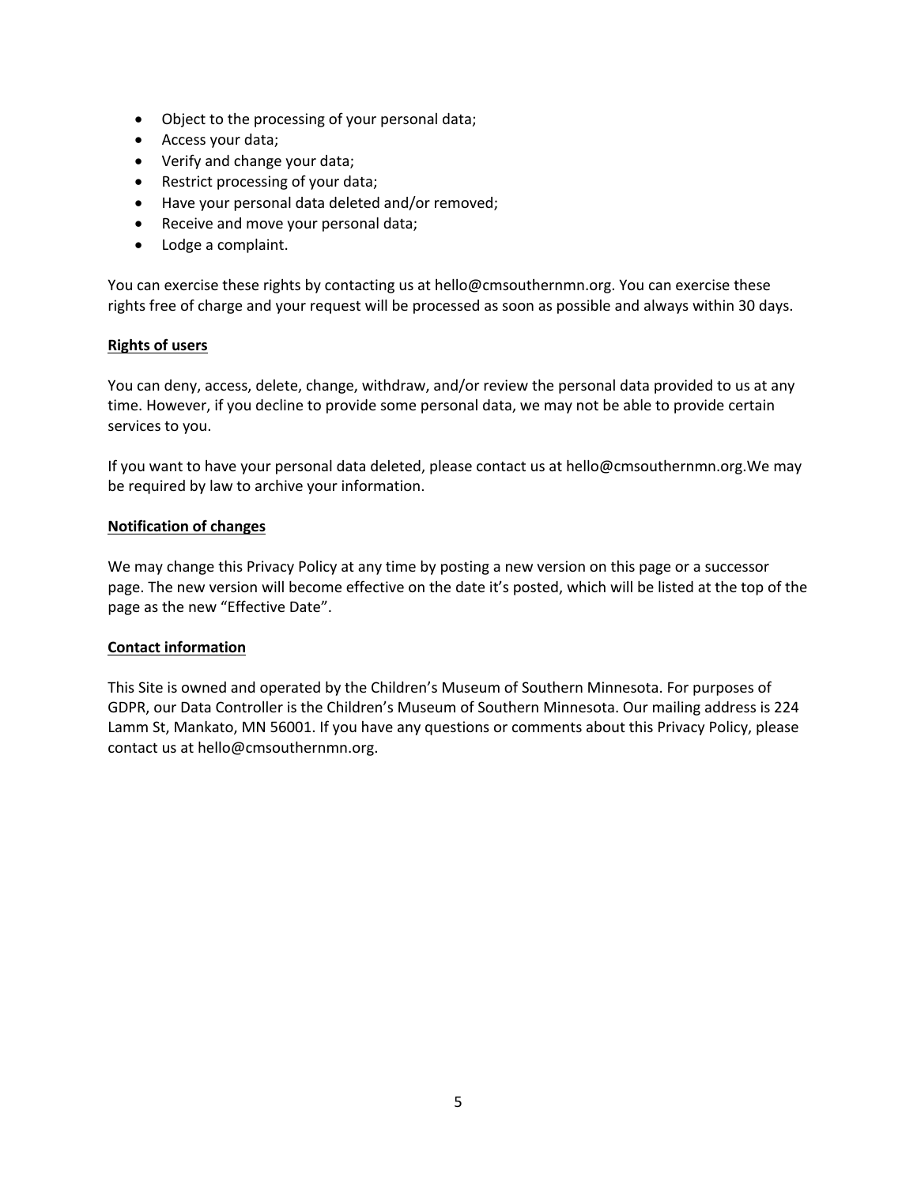- Object to the processing of your personal data;
- Access your data;
- Verify and change your data;
- Restrict processing of your data;
- Have your personal data deleted and/or removed;
- Receive and move your personal data;
- Lodge a complaint.

You can exercise these rights by contacting us at hello@cmsouthernmn.org. You can exercise these rights free of charge and your request will be processed as soon as possible and always within 30 days.

**Rights of users**

You can deny, access, delete, change, withdraw, and/or review the personal data provided to us at any time. However, if you decline to provide some personal data, we may not be able to provide certain services to you.

If you want to have your personal data deleted, please contact us at hello@cmsouthernmn.org.We may be required by law to archive your information.

**Notification of changes**

We may change this Privacy Policy at any time by posting a new version on this page or a successor page. The new version will become effective on the date it's posted, which will be listed at the top of the page as the new "Effective Date".

**Contact information**

This Site is owned and operated by the Children's Museum of Southern Minnesota. For purposes of GDPR, our Data Controller is the Children's Museum of Southern Minnesota. Our mailing address is 224 Lamm St, Mankato, MN 56001. If you have any questions or comments about this Privacy Policy, please contact us at hello@cmsouthernmn.org.